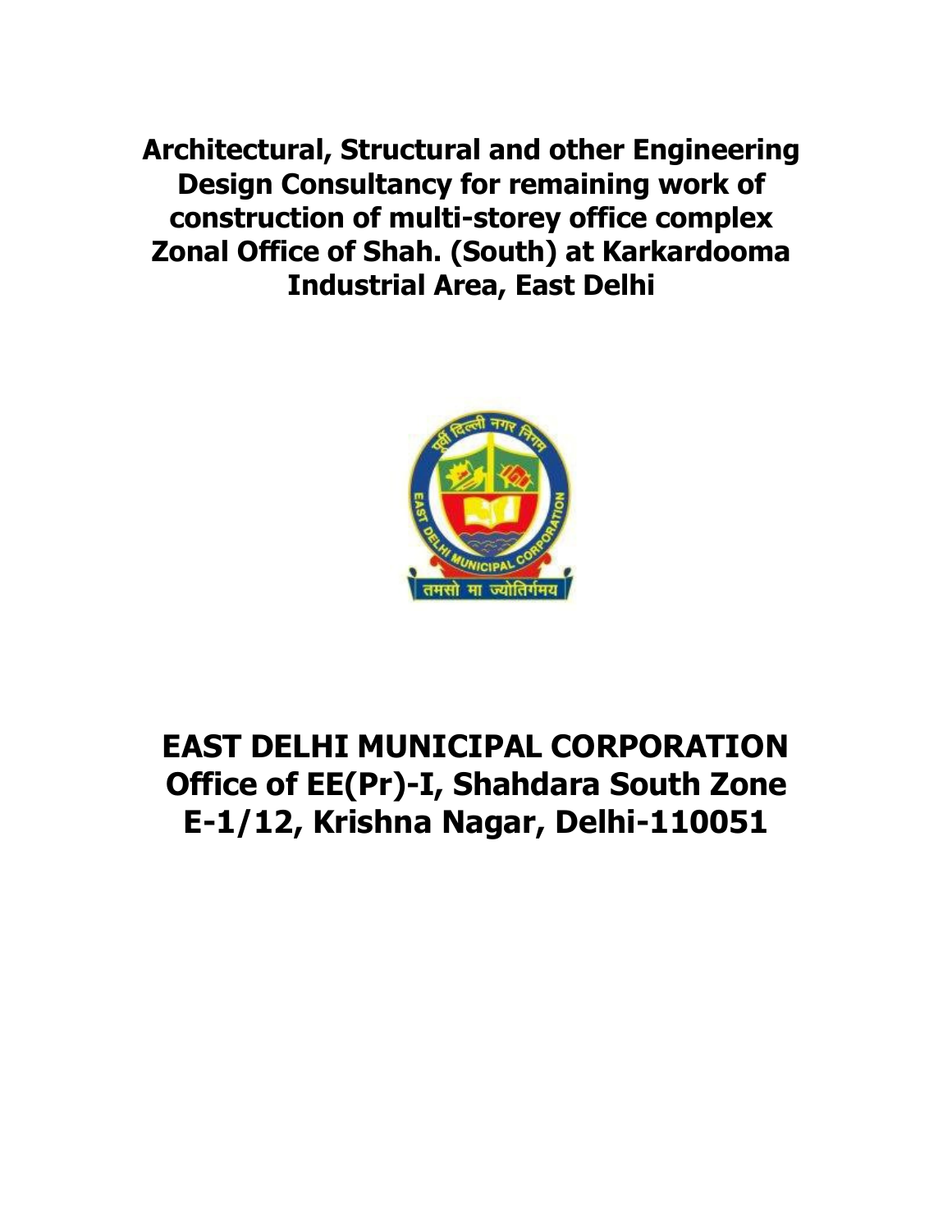# Architectural, Structural and other Engineering Design Consultancy for remaining work of construction of multi-storey office complex Zonal Office of Shah. (South) at Karkardooma Industrial Area, East Delhi

# EAST DELHI MUNICIPAL CORPORATION
## Office of EE(Pr)-I, Shahdara South Zone
## E-1/12, Krishna Nagar, Delhi-110051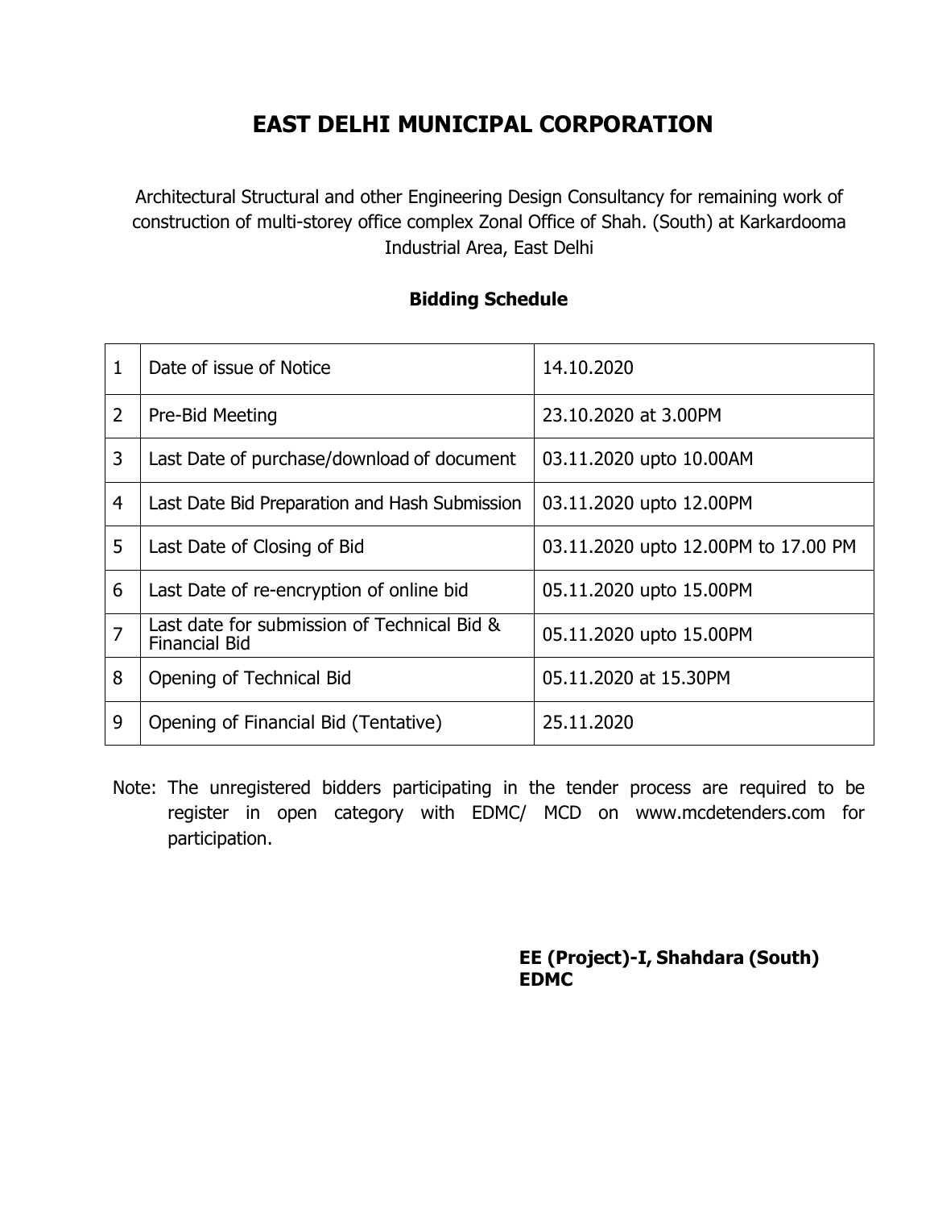# EAST DELHI MUNICIPAL CORPORATION

Architectural Structural and other Engineering Design Consultancy for remaining work of construction of multi-storey office complex Zonal Office of Shah. (South) at Karkardooma Industrial Area, East Delhi

**Bidding Schedule**

| | | |
|---|---|---|
| 1 | Date of issue of Notice | 14.10.2020 |
| 2 | Pre-Bid Meeting | 23.10.2020 at 3.00PM |
| 3 | Last Date of purchase/download of document | 03.11.2020 upto 10.00AM |
| 4 | Last Date Bid Preparation and Hash Submission | 03.11.2020 upto 12.00PM |
| 5 | Last Date of Closing of Bid | 03.11.2020 upto 12.00PM to 17.00 PM |
| 6 | Last Date of re-encryption of online bid | 05.11.2020 upto 15.00PM |
| 7 | Last date for submission of Technical Bid & Financial Bid | 05.11.2020 upto 15.00PM |
| 8 | Opening of Technical Bid | 05.11.2020 at 15.30PM |
| 9 | Opening of Financial Bid (Tentative) | 25.11.2020 |

Note: The unregistered bidders participating in the tender process are required to be register in open category with EDMC/ MCD on www.mcdetenders.com for participation.

**EE (Project)-I, Shahdara (South)**
**EDMC**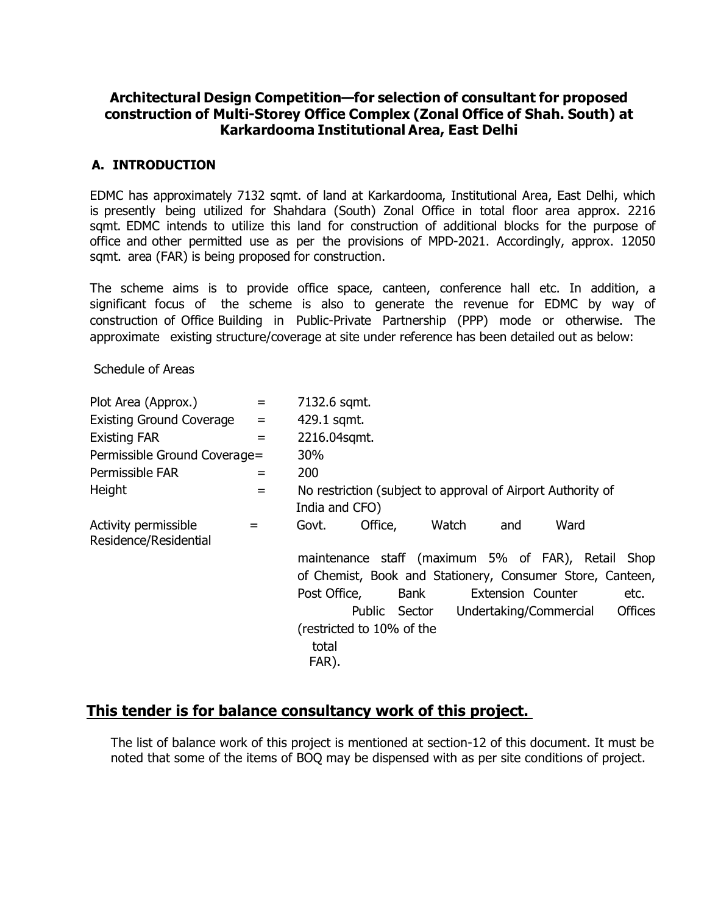# Architectural Design Competition—for selection of consultant for proposed construction of Multi-Storey Office Complex (Zonal Office of Shah. South) at Karkardooma Institutional Area, East Delhi

## A. INTRODUCTION

EDMC has approximately 7132 sqmt. of land at Karkardooma, Institutional Area, East Delhi, which is presently being utilized for Shahdara (South) Zonal Office in total floor area approx. 2216 sqmt. EDMC intends to utilize this land for construction of additional blocks for the purpose of office and other permitted use as per the provisions of MPD-2021. Accordingly, approx. 12050 sqmt. area (FAR) is being proposed for construction.

The scheme aims is to provide office space, canteen, conference hall etc. In addition, a significant focus of the scheme is also to generate the revenue for EDMC by way of construction of Office Building in Public-Private Partnership (PPP) mode or otherwise. The approximate existing structure/coverage at site under reference has been detailed out as below:

Schedule of Areas

| | | |
|---|---|---|
| Plot Area (Approx.) | = | 7132.6 sqmt. |
| Existing Ground Coverage | = | 429.1 sqmt. |
| Existing FAR | = | 2216.04sqmt. |
| Permissible Ground Coverage | = | 30% |
| Permissible FAR | = | 200 |
| Height | = | No restriction (subject to approval of Airport Authority of India and CFO) |
| Activity permissible Residence/Residential | = | Govt. Office, Watch and Ward maintenance staff (maximum 5% of FAR), Retail Shop of Chemist, Book and Stationery, Consumer Store, Canteen, Post Office, Bank Extension Counter etc. Public Sector Undertaking/Commercial Offices (restricted to 10% of the total FAR). |

## This tender is for balance consultancy work of this project.

The list of balance work of this project is mentioned at section-12 of this document. It must be noted that some of the items of BOQ may be dispensed with as per site conditions of project.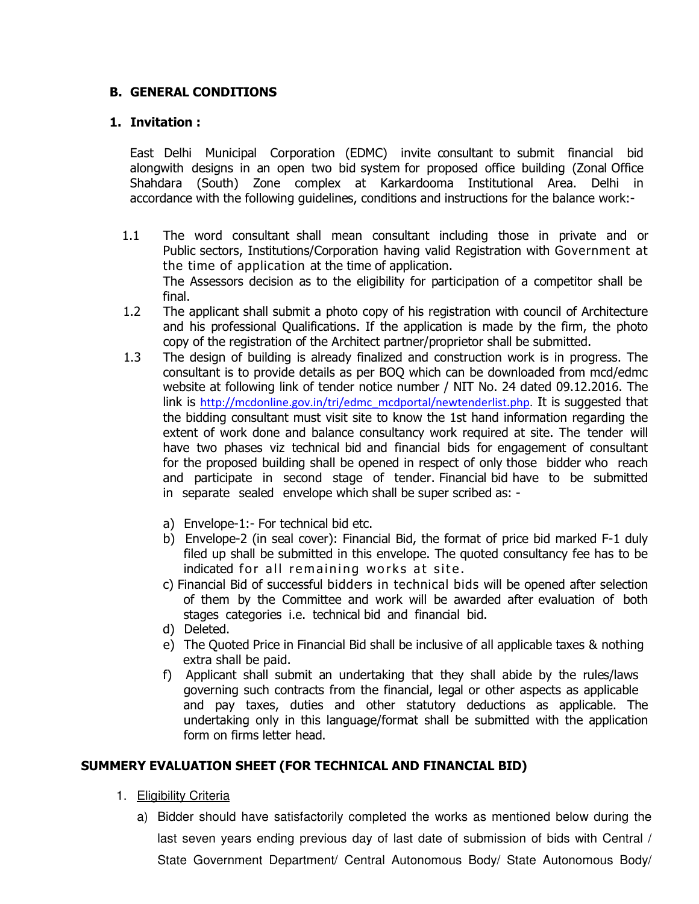### B. GENERAL CONDITIONS

#### 1. Invitation :

East Delhi Municipal Corporation (EDMC) invite consultant to submit financial bid alongwith designs in an open two bid system for proposed office building (Zonal Office Shahdara (South) Zone complex at Karkardooma Institutional Area. Delhi in accordance with the following guidelines, conditions and instructions for the balance work:-

1.1 The word consultant shall mean consultant including those in private and or Public sectors, Institutions/Corporation having valid Registration with Government at the time of application at the time of application.
The Assessors decision as to the eligibility for participation of a competitor shall be final.

1.2 The applicant shall submit a photo copy of his registration with council of Architecture and his professional Qualifications. If the application is made by the firm, the photo copy of the registration of the Architect partner/proprietor shall be submitted.

1.3 The design of building is already finalized and construction work is in progress. The consultant is to provide details as per BOQ which can be downloaded from mcd/edmc website at following link of tender notice number / NIT No. 24 dated 09.12.2016. The link is http://mcdonline.gov.in/tri/edmc_mcdportal/newtenderlist.php. It is suggested that the bidding consultant must visit site to know the 1st hand information regarding the extent of work done and balance consultancy work required at site. The tender will have two phases viz technical bid and financial bids for engagement of consultant for the proposed building shall be opened in respect of only those bidder who reach and participate in second stage of tender. Financial bid have to be submitted in separate sealed envelope which shall be super scribed as: -

a) Envelope-1:- For technical bid etc.
b) Envelope-2 (in seal cover): Financial Bid, the format of price bid marked F-1 duly filed up shall be submitted in this envelope. The quoted consultancy fee has to be indicated for all remaining works at site.
c) Financial Bid of successful bidders in technical bids will be opened after selection of them by the Committee and work will be awarded after evaluation of both stages categories i.e. technical bid and financial bid.
d) Deleted.
e) The Quoted Price in Financial Bid shall be inclusive of all applicable taxes & nothing extra shall be paid.
f) Applicant shall submit an undertaking that they shall abide by the rules/laws governing such contracts from the financial, legal or other aspects as applicable and pay taxes, duties and other statutory deductions as applicable. The undertaking only in this language/format shall be submitted with the application form on firms letter head.

### SUMMERY EVALUATION SHEET (FOR TECHNICAL AND FINANCIAL BID)

1. Eligibility Criteria

a) Bidder should have satisfactorily completed the works as mentioned below during the last seven years ending previous day of last date of submission of bids with Central / State Government Department/ Central Autonomous Body/ State Autonomous Body/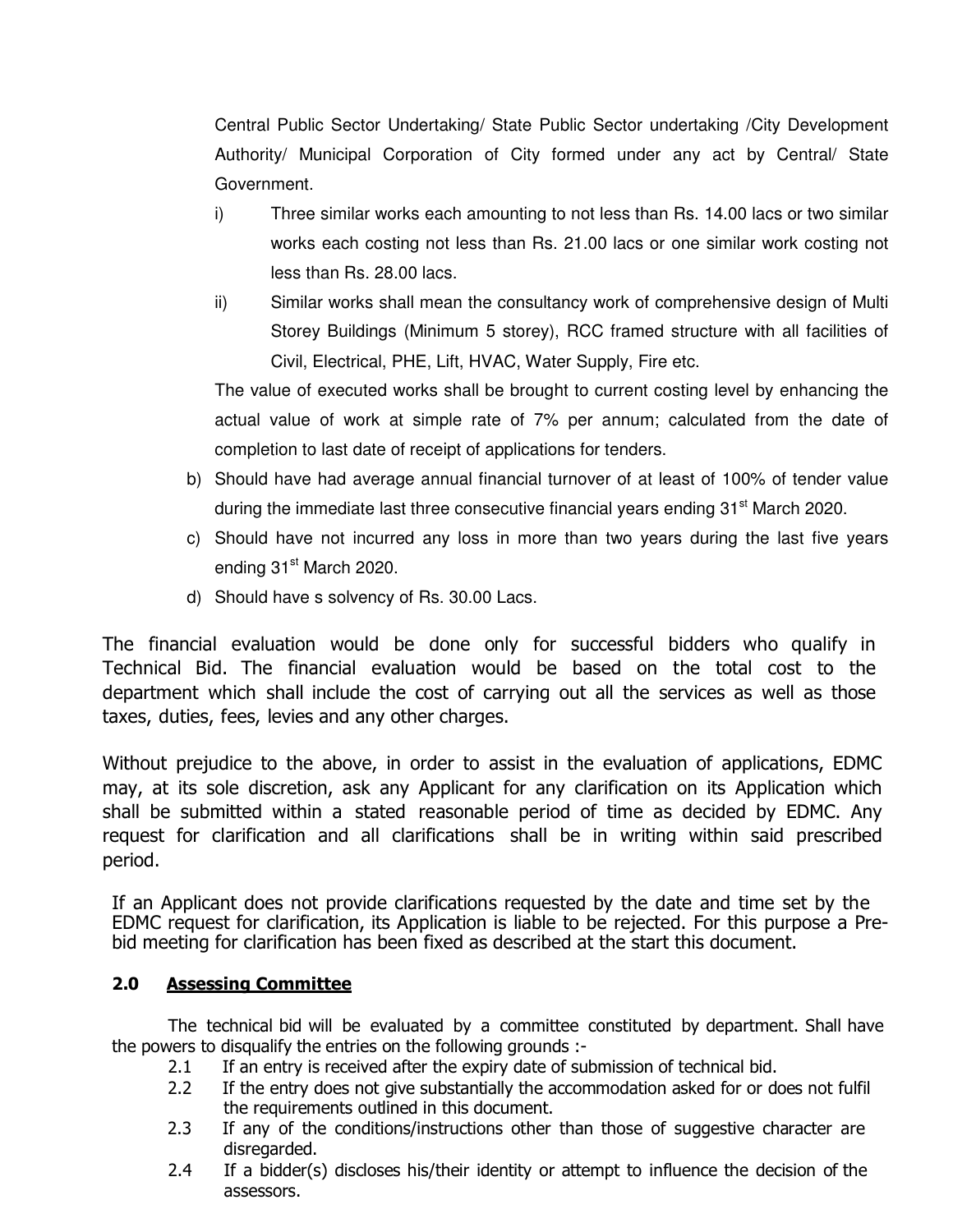Central Public Sector Undertaking/ State Public Sector undertaking /City Development Authority/ Municipal Corporation of City formed under any act by Central/ State Government.

i) Three similar works each amounting to not less than Rs. 14.00 lacs or two similar works each costing not less than Rs. 21.00 lacs or one similar work costing not less than Rs. 28.00 lacs.

ii) Similar works shall mean the consultancy work of comprehensive design of Multi Storey Buildings (Minimum 5 storey), RCC framed structure with all facilities of Civil, Electrical, PHE, Lift, HVAC, Water Supply, Fire etc.

The value of executed works shall be brought to current costing level by enhancing the actual value of work at simple rate of 7% per annum; calculated from the date of completion to last date of receipt of applications for tenders.

b) Should have had average annual financial turnover of at least of 100% of tender value during the immediate last three consecutive financial years ending 31st March 2020.

c) Should have not incurred any loss in more than two years during the last five years ending 31st March 2020.

d) Should have s solvency of Rs. 30.00 Lacs.

The financial evaluation would be done only for successful bidders who qualify in Technical Bid. The financial evaluation would be based on the total cost to the department which shall include the cost of carrying out all the services as well as those taxes, duties, fees, levies and any other charges.

Without prejudice to the above, in order to assist in the evaluation of applications, EDMC may, at its sole discretion, ask any Applicant for any clarification on its Application which shall be submitted within a stated reasonable period of time as decided by EDMC. Any request for clarification and all clarifications shall be in writing within said prescribed period.

If an Applicant does not provide clarifications requested by the date and time set by the EDMC request for clarification, its Application is liable to be rejected. For this purpose a Pre-bid meeting for clarification has been fixed as described at the start this document.

## 2.0 Assessing Committee

The technical bid will be evaluated by a committee constituted by department. Shall have the powers to disqualify the entries on the following grounds :-

2.1 If an entry is received after the expiry date of submission of technical bid.

2.2 If the entry does not give substantially the accommodation asked for or does not fulfil the requirements outlined in this document.

2.3 If any of the conditions/instructions other than those of suggestive character are disregarded.

2.4 If a bidder(s) discloses his/their identity or attempt to influence the decision of the assessors.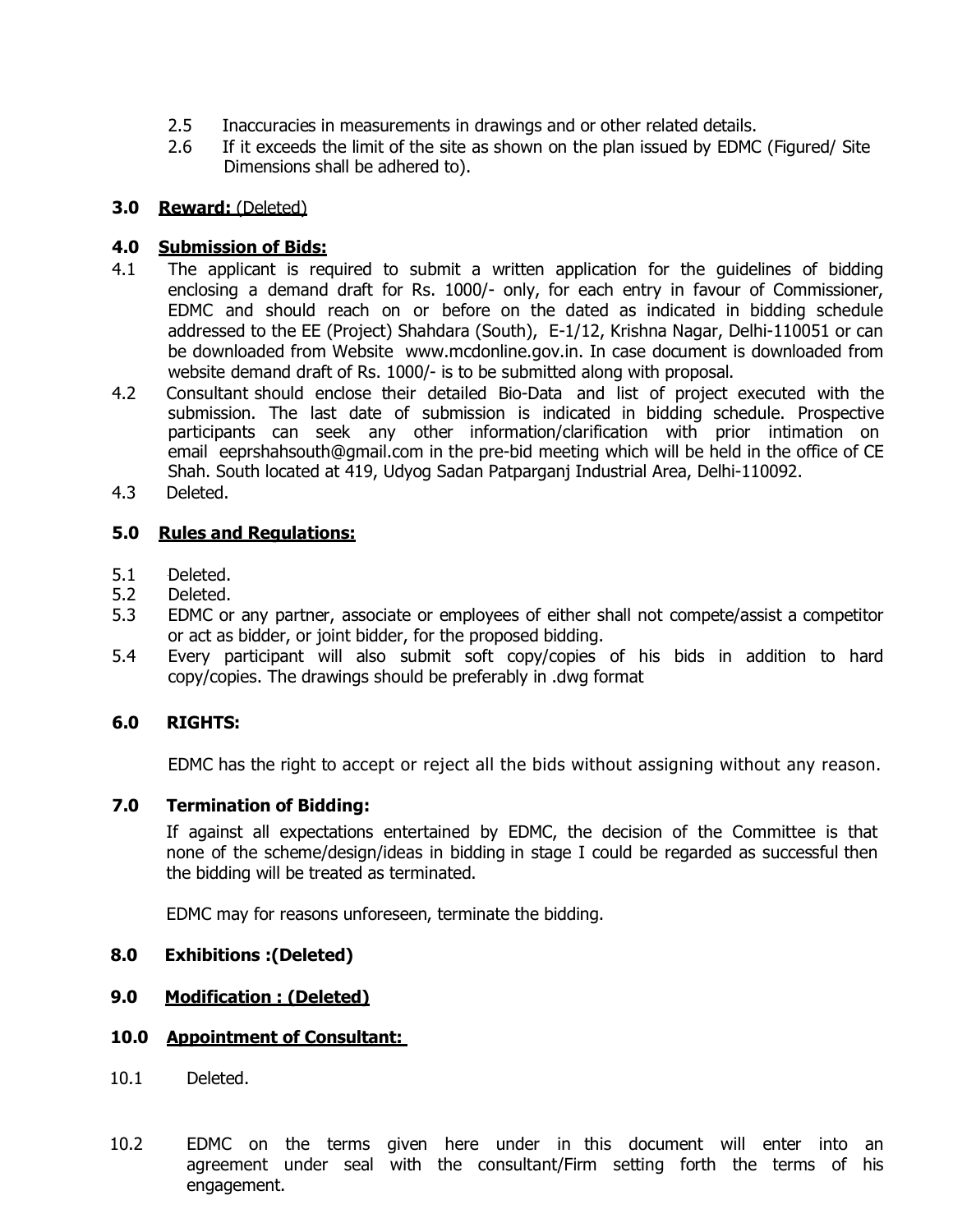2.5 Inaccuracies in measurements in drawings and or other related details.

2.6 If it exceeds the limit of the site as shown on the plan issued by EDMC (Figured/ Site Dimensions shall be adhered to).

### 3.0 Reward: (Deleted)

### 4.0 Submission of Bids:

4.1 The applicant is required to submit a written application for the guidelines of bidding enclosing a demand draft for Rs. 1000/- only, for each entry in favour of Commissioner, EDMC and should reach on or before on the dated as indicated in bidding schedule addressed to the EE (Project) Shahdara (South), E-1/12, Krishna Nagar, Delhi-110051 or can be downloaded from Website www.mcdonline.gov.in. In case document is downloaded from website demand draft of Rs. 1000/- is to be submitted along with proposal.

4.2 Consultant should enclose their detailed Bio-Data and list of project executed with the submission. The last date of submission is indicated in bidding schedule. Prospective participants can seek any other information/clarification with prior intimation on email eeprshahsouth@gmail.com in the pre-bid meeting which will be held in the office of CE Shah. South located at 419, Udyog Sadan Patparganj Industrial Area, Delhi-110092.

4.3 Deleted.

### 5.0 Rules and Regulations:

5.1 Deleted.

5.2 Deleted.

5.3 EDMC or any partner, associate or employees of either shall not compete/assist a competitor or act as bidder, or joint bidder, for the proposed bidding.

5.4 Every participant will also submit soft copy/copies of his bids in addition to hard copy/copies. The drawings should be preferably in .dwg format

### 6.0 RIGHTS:

EDMC has the right to accept or reject all the bids without assigning without any reason.

### 7.0 Termination of Bidding:

If against all expectations entertained by EDMC, the decision of the Committee is that none of the scheme/design/ideas in bidding in stage I could be regarded as successful then the bidding will be treated as terminated.

EDMC may for reasons unforeseen, terminate the bidding.

### 8.0 Exhibitions :(Deleted)

### 9.0 Modification : (Deleted)

### 10.0 Appointment of Consultant:

10.1 Deleted.

10.2 EDMC on the terms given here under in this document will enter into an agreement under seal with the consultant/Firm setting forth the terms of his engagement.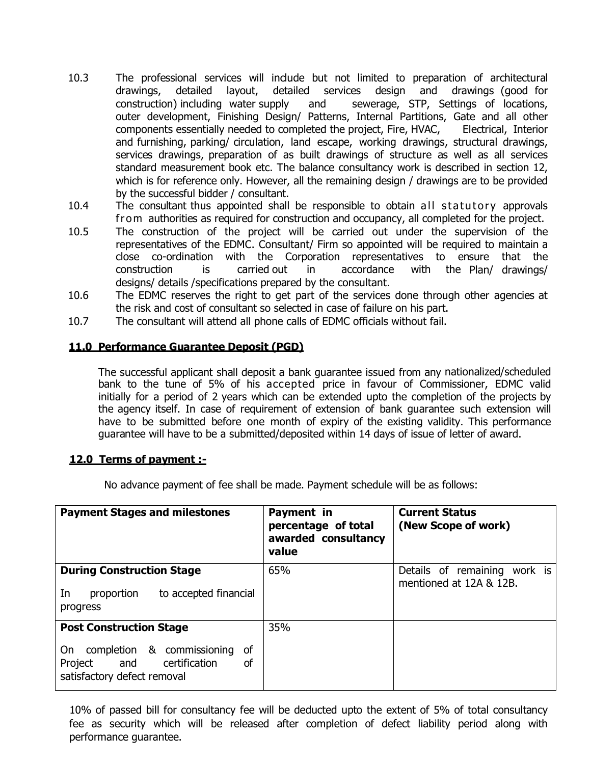10.3 The professional services will include but not limited to preparation of architectural drawings, detailed layout, detailed services design and drawings (good for construction) including water supply and sewerage, STP, Settings of locations, outer development, Finishing Design/ Patterns, Internal Partitions, Gate and all other components essentially needed to completed the project, Fire, HVAC, Electrical, Interior and furnishing, parking/ circulation, land escape, working drawings, structural drawings, services drawings, preparation of as built drawings of structure as well as all services standard measurement book etc. The balance consultancy work is described in section 12, which is for reference only. However, all the remaining design / drawings are to be provided by the successful bidder / consultant.

10.4 The consultant thus appointed shall be responsible to obtain all statutory approvals from authorities as required for construction and occupancy, all completed for the project.

10.5 The construction of the project will be carried out under the supervision of the representatives of the EDMC. Consultant/ Firm so appointed will be required to maintain a close co-ordination with the Corporation representatives to ensure that the construction is carried out in accordance with the Plan/ drawings/ designs/ details /specifications prepared by the consultant.

10.6 The EDMC reserves the right to get part of the services done through other agencies at the risk and cost of consultant so selected in case of failure on his part.

10.7 The consultant will attend all phone calls of EDMC officials without fail.

## 11.0 Performance Guarantee Deposit (PGD)

The successful applicant shall deposit a bank guarantee issued from any nationalized/scheduled bank to the tune of 5% of his accepted price in favour of Commissioner, EDMC valid initially for a period of 2 years which can be extended upto the completion of the projects by the agency itself. In case of requirement of extension of bank guarantee such extension will have to be submitted before one month of expiry of the existing validity. This performance guarantee will have to be a submitted/deposited within 14 days of issue of letter of award.

## 12.0 Terms of payment :-

No advance payment of fee shall be made. Payment schedule will be as follows:

| Payment Stages and milestones | Payment in percentage of total awarded consultancy value | Current Status (New Scope of work) |
|---|---|---|
| **During Construction Stage**<br>In proportion to accepted financial progress | 65% | Details of remaining work is mentioned at 12A & 12B. |
| **Post Construction Stage**<br>On completion & commissioning of Project and certification of satisfactory defect removal | 35% | |

10% of passed bill for consultancy fee will be deducted upto the extent of 5% of total consultancy fee as security which will be released after completion of defect liability period along with performance guarantee.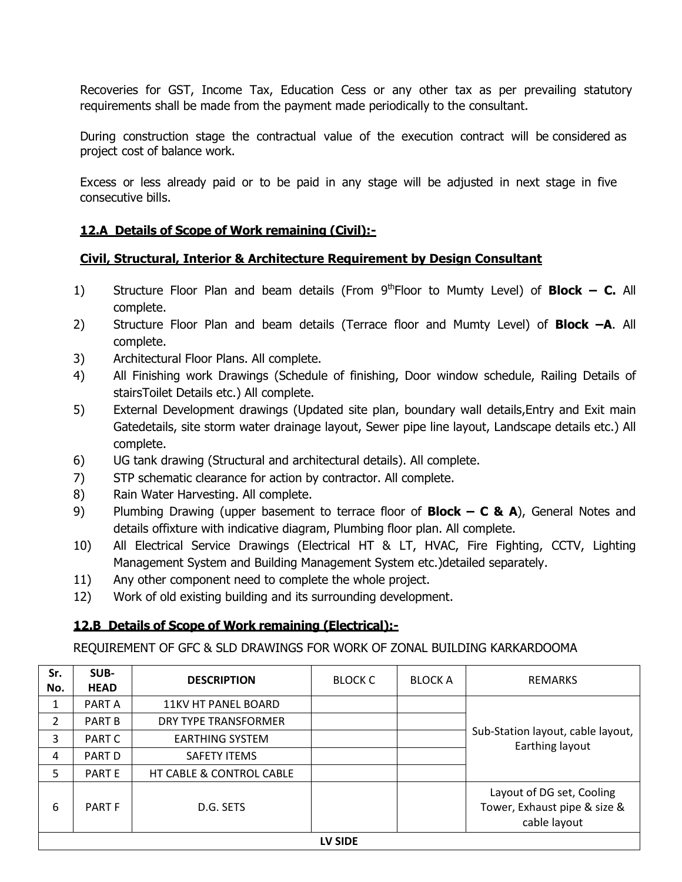Recoveries for GST, Income Tax, Education Cess or any other tax as per prevailing statutory requirements shall be made from the payment made periodically to the consultant.

During construction stage the contractual value of the execution contract will be considered as project cost of balance work.

Excess or less already paid or to be paid in any stage will be adjusted in next stage in five consecutive bills.

**12.A Details of Scope of Work remaining (Civil):-**

**Civil, Structural, Interior & Architecture Requirement by Design Consultant**

1) Structure Floor Plan and beam details (From 9th Floor to Mumty Level) of **Block – C.** All complete.
2) Structure Floor Plan and beam details (Terrace floor and Mumty Level) of **Block –A**. All complete.
3) Architectural Floor Plans. All complete.
4) All Finishing work Drawings (Schedule of finishing, Door window schedule, Railing Details of stairsToilet Details etc.) All complete.
5) External Development drawings (Updated site plan, boundary wall details,Entry and Exit main Gatedetails, site storm water drainage layout, Sewer pipe line layout, Landscape details etc.) All complete.
6) UG tank drawing (Structural and architectural details). All complete.
7) STP schematic clearance for action by contractor. All complete.
8) Rain Water Harvesting. All complete.
9) Plumbing Drawing (upper basement to terrace floor of **Block – C & A**), General Notes and details offixture with indicative diagram, Plumbing floor plan. All complete.
10) All Electrical Service Drawings (Electrical HT & LT, HVAC, Fire Fighting, CCTV, Lighting Management System and Building Management System etc.)detailed separately.
11) Any other component need to complete the whole project.
12) Work of old existing building and its surrounding development.

**12.B Details of Scope of Work remaining (Electrical):-**

REQUIREMENT OF GFC & SLD DRAWINGS FOR WORK OF ZONAL BUILDING KARKARDOOMA

| Sr. No. | SUB-HEAD | DESCRIPTION | BLOCK C | BLOCK A | REMARKS |
|---|---|---|---|---|---|
| 1 | PART A | 11KV HT PANEL BOARD | | | Sub-Station layout, cable layout, Earthing layout |
| 2 | PART B | DRY TYPE TRANSFORMER | | | |
| 3 | PART C | EARTHING SYSTEM | | | |
| 4 | PART D | SAFETY ITEMS | | | |
| 5 | PART E | HT CABLE & CONTROL CABLE | | | |
| 6 | PART F | D.G. SETS | | | Layout of DG set, Cooling Tower, Exhaust pipe & size & cable layout |
| **LV SIDE** | | | | | |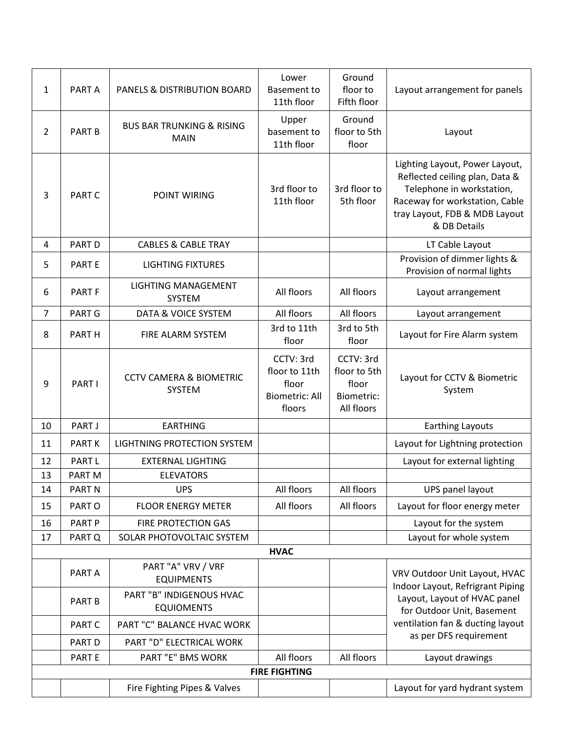| | | | | | |
|---|---|---|---|---|---|
| 1 | PART A | PANELS & DISTRIBUTION BOARD | Lower Basement to 11th floor | Ground floor to Fifth floor | Layout arrangement for panels |
| 2 | PART B | BUS BAR TRUNKING & RISING MAIN | Upper basement to 11th floor | Ground floor to 5th floor | Layout |
| 3 | PART C | POINT WIRING | 3rd floor to 11th floor | 3rd floor to 5th floor | Lighting Layout, Power Layout, Reflected ceiling plan, Data & Telephone in workstation, Raceway for workstation, Cable tray Layout, FDB & MDB Layout & DB Details |
| 4 | PART D | CABLES & CABLE TRAY | | | LT Cable Layout |
| 5 | PART E | LIGHTING FIXTURES | | | Provision of dimmer lights & Provision of normal lights |
| 6 | PART F | LIGHTING MANAGEMENT SYSTEM | All floors | All floors | Layout arrangement |
| 7 | PART G | DATA & VOICE SYSTEM | All floors | All floors | Layout arrangement |
| 8 | PART H | FIRE ALARM SYSTEM | 3rd to 11th floor | 3rd to 5th floor | Layout for Fire Alarm system |
| 9 | PART I | CCTV CAMERA & BIOMETRIC SYSTEM | CCTV: 3rd floor to 11th floor Biometric: All floors | CCTV: 3rd floor to 5th floor Biometric: All floors | Layout for CCTV & Biometric System |
| 10 | PART J | EARTHING | | | Earthing Layouts |
| 11 | PART K | LIGHTNING PROTECTION SYSTEM | | | Layout for Lightning protection |
| 12 | PART L | EXTERNAL LIGHTING | | | Layout for external lighting |
| 13 | PART M | ELEVATORS | | | |
| 14 | PART N | UPS | All floors | All floors | UPS panel layout |
| 15 | PART O | FLOOR ENERGY METER | All floors | All floors | Layout for floor energy meter |
| 16 | PART P | FIRE PROTECTION GAS | | | Layout for the system |
| 17 | PART Q | SOLAR PHOTOVOLTAIC SYSTEM | | | Layout for whole system |
| | | **HVAC** | | | |
| | PART A | PART "A" VRV / VRF EQUIPMENTS | | | VRV Outdoor Unit Layout, HVAC Indoor Layout, Refrigrant Piping Layout, Layout of HVAC panel for Outdoor Unit, Basement ventilation fan & ducting layout as per DFS requirement |
| | PART B | PART "B" INDIGENOUS HVAC EQUIOMENTS | | | |
| | PART C | PART "C" BALANCE HVAC WORK | | | |
| | PART D | PART "D" ELECTRICAL WORK | | | |
| | PART E | PART "E" BMS WORK | All floors | All floors | Layout drawings |
| | | **FIRE FIGHTING** | | | |
| | | Fire Fighting Pipes & Valves | | | Layout for yard hydrant system |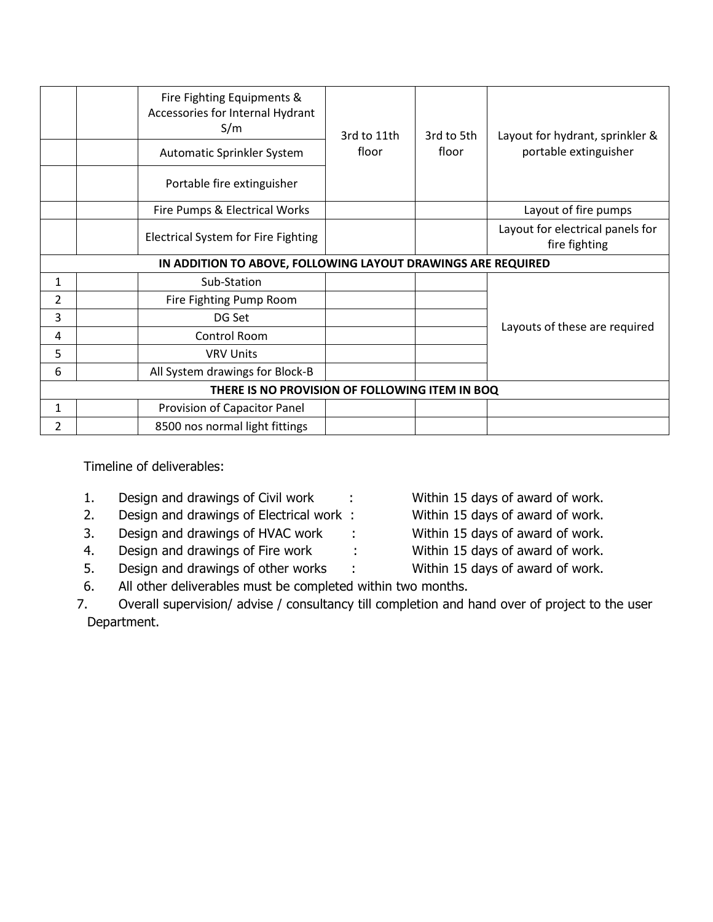| | | | | | |
|---|---|---|---|---|---|
| | | Fire Fighting Equipments & Accessories for Internal Hydrant S/m | 3rd to 11th floor | 3rd to 5th floor | Layout for hydrant, sprinkler & portable extinguisher |
| | | Automatic Sprinkler System | | | |
| | | Portable fire extinguisher | | | |
| | | Fire Pumps & Electrical Works | | | Layout of fire pumps |
| | | Electrical System for Fire Fighting | | | Layout for electrical panels for fire fighting |
| **IN ADDITION TO ABOVE, FOLLOWING LAYOUT DRAWINGS ARE REQUIRED** | | | | | |
| 1 | | Sub-Station | | | Layouts of these are required |
| 2 | | Fire Fighting Pump Room | | | |
| 3 | | DG Set | | | |
| 4 | | Control Room | | | |
| 5 | | VRV Units | | | |
| 6 | | All System drawings for Block-B | | | |
| **THERE IS NO PROVISION OF FOLLOWING ITEM IN BOQ** | | | | | |
| 1 | | Provision of Capacitor Panel | | | |
| 2 | | 8500 nos normal light fittings | | | |

Timeline of deliverables:

1. Design and drawings of Civil work : Within 15 days of award of work.
2. Design and drawings of Electrical work : Within 15 days of award of work.
3. Design and drawings of HVAC work : Within 15 days of award of work.
4. Design and drawings of Fire work : Within 15 days of award of work.
5. Design and drawings of other works : Within 15 days of award of work.
6. All other deliverables must be completed within two months.
7. Overall supervision/ advise / consultancy till completion and hand over of project to the user Department.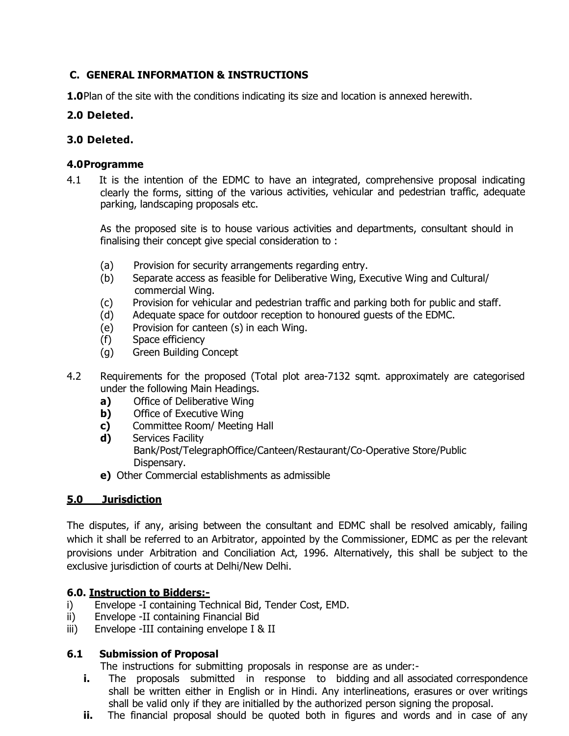## C. GENERAL INFORMATION & INSTRUCTIONS

**1.0**Plan of the site with the conditions indicating its size and location is annexed herewith.

**2.0 Deleted.**

**3.0 Deleted.**

**4.0Programme**

4.1 It is the intention of the EDMC to have an integrated, comprehensive proposal indicating clearly the forms, sitting of the various activities, vehicular and pedestrian traffic, adequate parking, landscaping proposals etc.

As the proposed site is to house various activities and departments, consultant should in finalising their concept give special consideration to :

(a) Provision for security arrangements regarding entry.
(b) Separate access as feasible for Deliberative Wing, Executive Wing and Cultural/ commercial Wing.
(c) Provision for vehicular and pedestrian traffic and parking both for public and staff.
(d) Adequate space for outdoor reception to honoured guests of the EDMC.
(e) Provision for canteen (s) in each Wing.
(f) Space efficiency
(g) Green Building Concept

4.2 Requirements for the proposed (Total plot area-7132 sqmt. approximately are categorised under the following Main Headings.

**a)** Office of Deliberative Wing
**b)** Office of Executive Wing
**c)** Committee Room/ Meeting Hall
**d)** Services Facility
Bank/Post/TelegraphOffice/Canteen/Restaurant/Co-Operative Store/Public Dispensary.
**e)** Other Commercial establishments as admissible

**<u>5.0 Jurisdiction</u>**

The disputes, if any, arising between the consultant and EDMC shall be resolved amicably, failing which it shall be referred to an Arbitrator, appointed by the Commissioner, EDMC as per the relevant provisions under Arbitration and Conciliation Act, 1996. Alternatively, this shall be subject to the exclusive jurisdiction of courts at Delhi/New Delhi.

**6.0. <u>Instruction to Bidders:-</u>**

i) Envelope -I containing Technical Bid, Tender Cost, EMD.
ii) Envelope -II containing Financial Bid
iii) Envelope -III containing envelope I & II

**6.1 Submission of Proposal**

The instructions for submitting proposals in response are as under:-

**i.** The proposals submitted in response to bidding and all associated correspondence shall be written either in English or in Hindi. Any interlineations, erasures or over writings shall be valid only if they are initialled by the authorized person signing the proposal.

**ii.** The financial proposal should be quoted both in figures and words and in case of any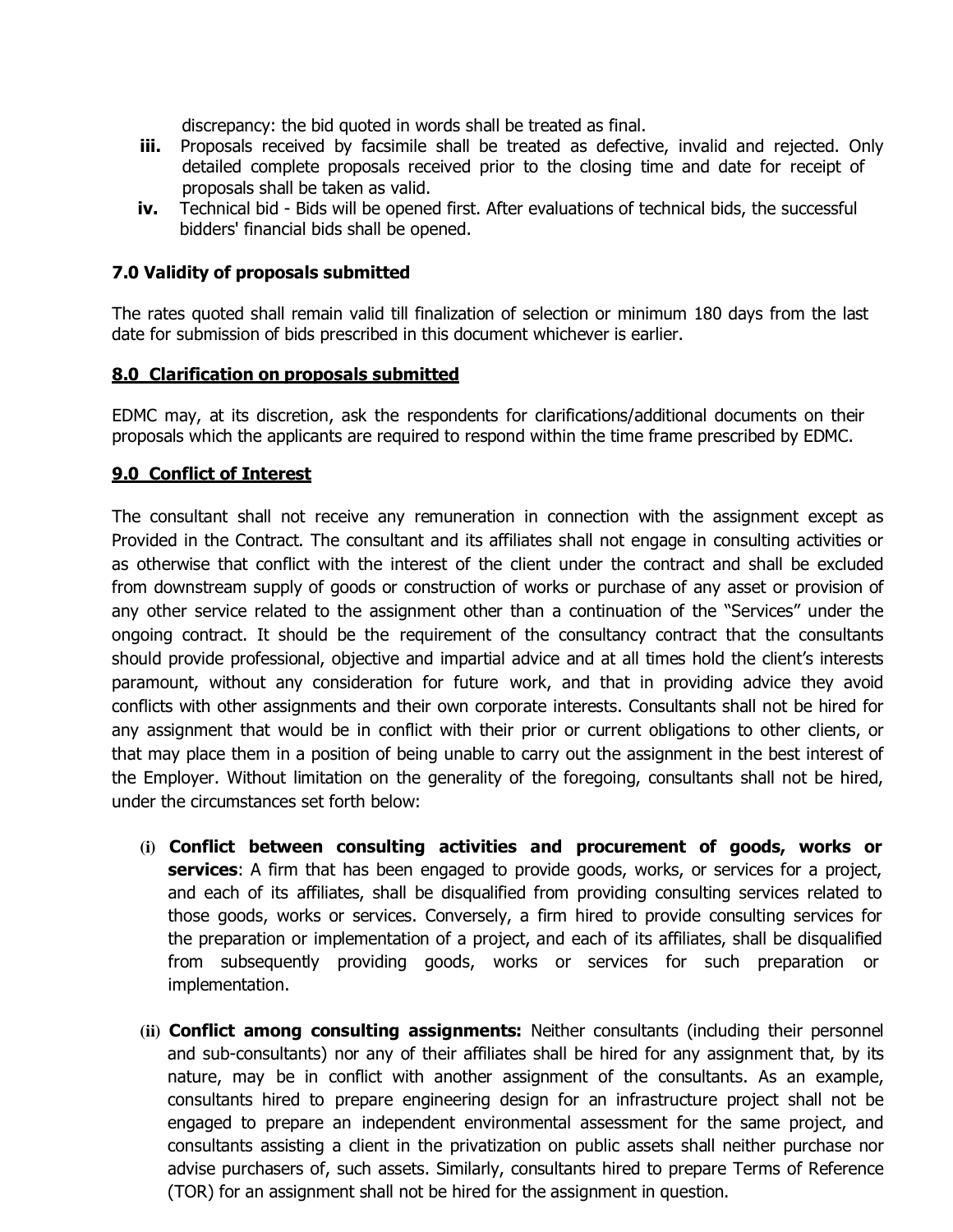discrepancy: the bid quoted in words shall be treated as final.

**iii.** Proposals received by facsimile shall be treated as defective, invalid and rejected. Only detailed complete proposals received prior to the closing time and date for receipt of proposals shall be taken as valid.

**iv.** Technical bid - Bids will be opened first. After evaluations of technical bids, the successful bidders' financial bids shall be opened.

### 7.0 Validity of proposals submitted

The rates quoted shall remain valid till finalization of selection or minimum 180 days from the last date for submission of bids prescribed in this document whichever is earlier.

### 8.0 Clarification on proposals submitted

EDMC may, at its discretion, ask the respondents for clarifications/additional documents on their proposals which the applicants are required to respond within the time frame prescribed by EDMC.

### 9.0 Conflict of Interest

The consultant shall not receive any remuneration in connection with the assignment except as Provided in the Contract. The consultant and its affiliates shall not engage in consulting activities or as otherwise that conflict with the interest of the client under the contract and shall be excluded from downstream supply of goods or construction of works or purchase of any asset or provision of any other service related to the assignment other than a continuation of the "Services" under the ongoing contract. It should be the requirement of the consultancy contract that the consultants should provide professional, objective and impartial advice and at all times hold the client's interests paramount, without any consideration for future work, and that in providing advice they avoid conflicts with other assignments and their own corporate interests. Consultants shall not be hired for any assignment that would be in conflict with their prior or current obligations to other clients, or that may place them in a position of being unable to carry out the assignment in the best interest of the Employer. Without limitation on the generality of the foregoing, consultants shall not be hired, under the circumstances set forth below:

**(i) Conflict between consulting activities and procurement of goods, works or services**: A firm that has been engaged to provide goods, works, or services for a project, and each of its affiliates, shall be disqualified from providing consulting services related to those goods, works or services. Conversely, a firm hired to provide consulting services for the preparation or implementation of a project, and each of its affiliates, shall be disqualified from subsequently providing goods, works or services for such preparation or implementation.

**(ii) Conflict among consulting assignments:** Neither consultants (including their personnel and sub-consultants) nor any of their affiliates shall be hired for any assignment that, by its nature, may be in conflict with another assignment of the consultants. As an example, consultants hired to prepare engineering design for an infrastructure project shall not be engaged to prepare an independent environmental assessment for the same project, and consultants assisting a client in the privatization on public assets shall neither purchase nor advise purchasers of, such assets. Similarly, consultants hired to prepare Terms of Reference (TOR) for an assignment shall not be hired for the assignment in question.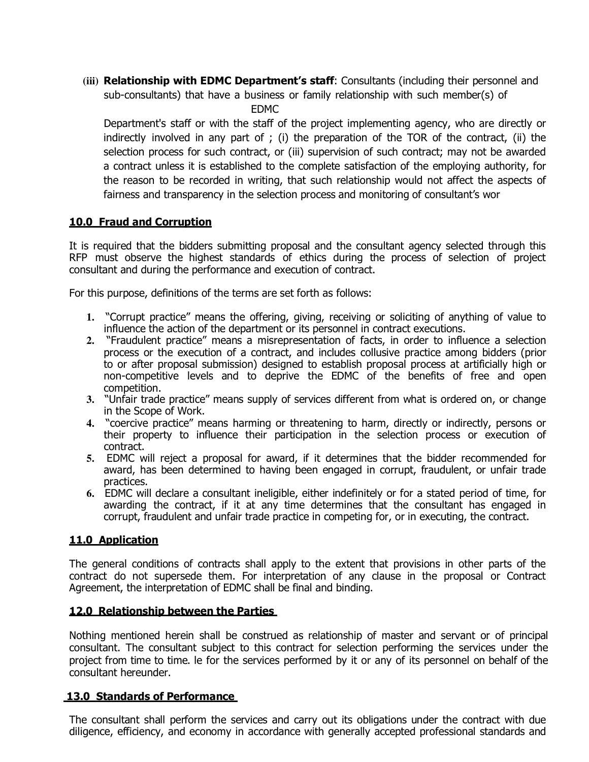**(iii) Relationship with EDMC Department's staff**: Consultants (including their personnel and sub-consultants) that have a business or family relationship with such member(s) of EDMC Department's staff or with the staff of the project implementing agency, who are directly or indirectly involved in any part of ; (i) the preparation of the TOR of the contract, (ii) the selection process for such contract, or (iii) supervision of such contract; may not be awarded a contract unless it is established to the complete satisfaction of the employing authority, for the reason to be recorded in writing, that such relationship would not affect the aspects of fairness and transparency in the selection process and monitoring of consultant's wor

## 10.0 Fraud and Corruption

It is required that the bidders submitting proposal and the consultant agency selected through this RFP must observe the highest standards of ethics during the process of selection of project consultant and during the performance and execution of contract.

For this purpose, definitions of the terms are set forth as follows:

1. "Corrupt practice" means the offering, giving, receiving or soliciting of anything of value to influence the action of the department or its personnel in contract executions.
2. "Fraudulent practice" means a misrepresentation of facts, in order to influence a selection process or the execution of a contract, and includes collusive practice among bidders (prior to or after proposal submission) designed to establish proposal process at artificially high or non-competitive levels and to deprive the EDMC of the benefits of free and open competition.
3. "Unfair trade practice" means supply of services different from what is ordered on, or change in the Scope of Work.
4. "coercive practice" means harming or threatening to harm, directly or indirectly, persons or their property to influence their participation in the selection process or execution of contract.
5. EDMC will reject a proposal for award, if it determines that the bidder recommended for award, has been determined to having been engaged in corrupt, fraudulent, or unfair trade practices.
6. EDMC will declare a consultant ineligible, either indefinitely or for a stated period of time, for awarding the contract, if it at any time determines that the consultant has engaged in corrupt, fraudulent and unfair trade practice in competing for, or in executing, the contract.

## 11.0 Application

The general conditions of contracts shall apply to the extent that provisions in other parts of the contract do not supersede them. For interpretation of any clause in the proposal or Contract Agreement, the interpretation of EDMC shall be final and binding.

## 12.0 Relationship between the Parties

Nothing mentioned herein shall be construed as relationship of master and servant or of principal consultant. The consultant subject to this contract for selection performing the services under the project from time to time. le for the services performed by it or any of its personnel on behalf of the consultant hereunder.

## 13.0 Standards of Performance

The consultant shall perform the services and carry out its obligations under the contract with due diligence, efficiency, and economy in accordance with generally accepted professional standards and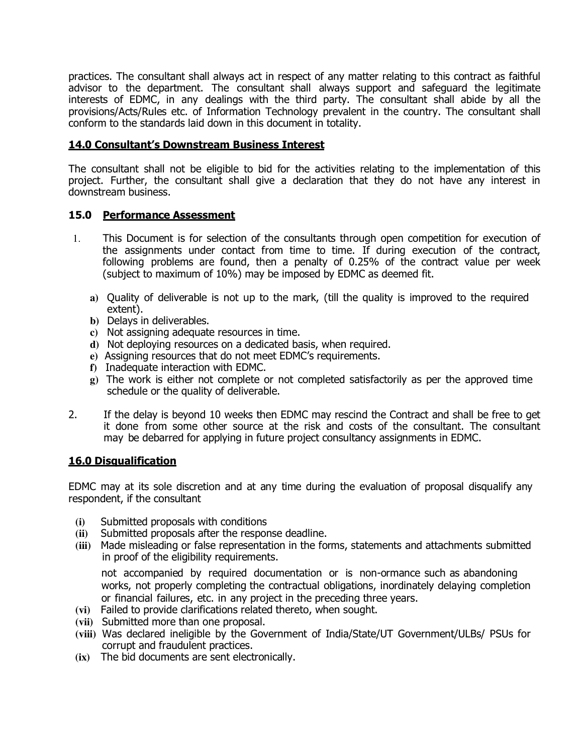practices. The consultant shall always act in respect of any matter relating to this contract as faithful advisor to the department. The consultant shall always support and safeguard the legitimate interests of EDMC, in any dealings with the third party. The consultant shall abide by all the provisions/Acts/Rules etc. of Information Technology prevalent in the country. The consultant shall conform to the standards laid down in this document in totality.

### **14.0 Consultant's Downstream Business Interest**

The consultant shall not be eligible to bid for the activities relating to the implementation of this project. Further, the consultant shall give a declaration that they do not have any interest in downstream business.

### **15.0 Performance Assessment**

1. This Document is for selection of the consultants through open competition for execution of the assignments under contact from time to time. If during execution of the contract, following problems are found, then a penalty of 0.25% of the contract value per week (subject to maximum of 10%) may be imposed by EDMC as deemed fit.

   a) Quality of deliverable is not up to the mark, (till the quality is improved to the required extent).
   b) Delays in deliverables.
   c) Not assigning adequate resources in time.
   d) Not deploying resources on a dedicated basis, when required.
   e) Assigning resources that do not meet EDMC's requirements.
   f) Inadequate interaction with EDMC.
   g) The work is either not complete or not completed satisfactorily as per the approved time schedule or the quality of deliverable.

2. If the delay is beyond 10 weeks then EDMC may rescind the Contract and shall be free to get it done from some other source at the risk and costs of the consultant. The consultant may be debarred for applying in future project consultancy assignments in EDMC.

### **16.0 Disqualification**

EDMC may at its sole discretion and at any time during the evaluation of proposal disqualify any respondent, if the consultant

(i) Submitted proposals with conditions
(ii) Submitted proposals after the response deadline.
(iii) Made misleading or false representation in the forms, statements and attachments submitted in proof of the eligibility requirements.

not accompanied by required documentation or is non-ormance such as abandoning works, not properly completing the contractual obligations, inordinately delaying completion or financial failures, etc. in any project in the preceding three years.

(vi) Failed to provide clarifications related thereto, when sought.
(vii) Submitted more than one proposal.
(viii) Was declared ineligible by the Government of India/State/UT Government/ULBs/ PSUs for corrupt and fraudulent practices.
(ix) The bid documents are sent electronically.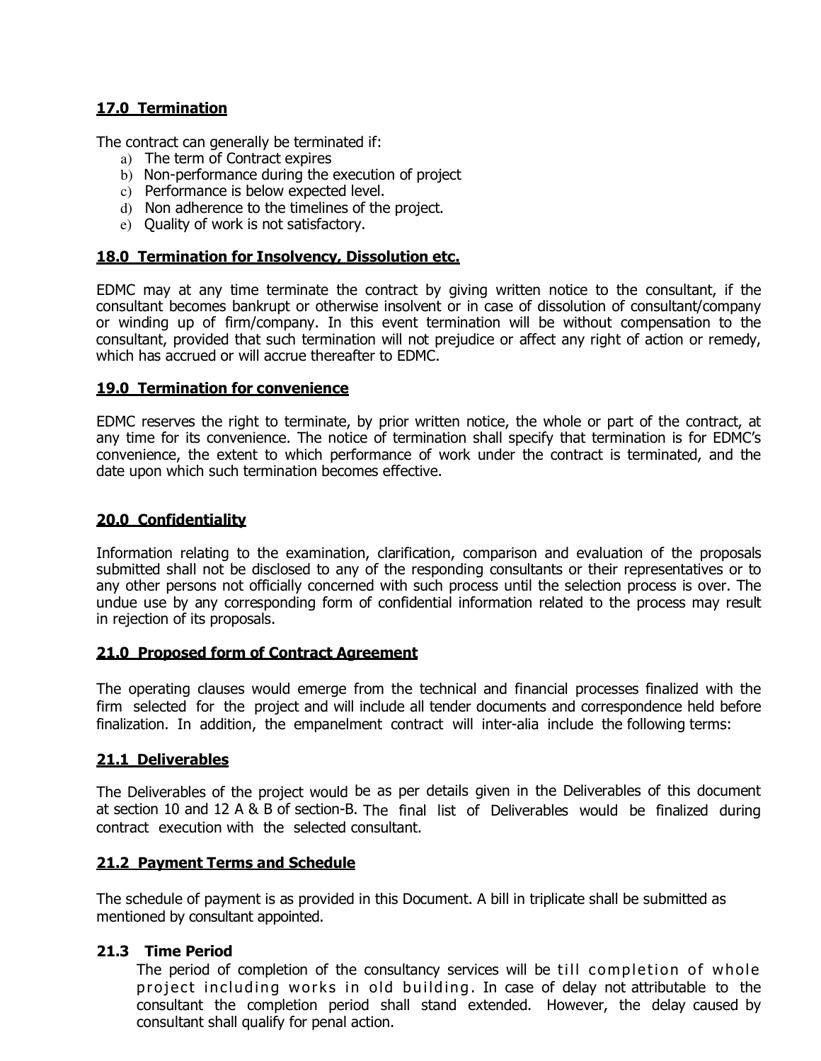## 17.0 Termination

The contract can generally be terminated if:

a) The term of Contract expires
b) Non-performance during the execution of project
c) Performance is below expected level.
d) Non adherence to the timelines of the project.
e) Quality of work is not satisfactory.

## 18.0 Termination for Insolvency, Dissolution etc.

EDMC may at any time terminate the contract by giving written notice to the consultant, if the consultant becomes bankrupt or otherwise insolvent or in case of dissolution of consultant/company or winding up of firm/company. In this event termination will be without compensation to the consultant, provided that such termination will not prejudice or affect any right of action or remedy, which has accrued or will accrue thereafter to EDMC.

## 19.0 Termination for convenience

EDMC reserves the right to terminate, by prior written notice, the whole or part of the contract, at any time for its convenience. The notice of termination shall specify that termination is for EDMC's convenience, the extent to which performance of work under the contract is terminated, and the date upon which such termination becomes effective.

## 20.0 Confidentiality

Information relating to the examination, clarification, comparison and evaluation of the proposals submitted shall not be disclosed to any of the responding consultants or their representatives or to any other persons not officially concerned with such process until the selection process is over. The undue use by any corresponding form of confidential information related to the process may result in rejection of its proposals.

## 21.0 Proposed form of Contract Agreement

The operating clauses would emerge from the technical and financial processes finalized with the firm selected for the project and will include all tender documents and correspondence held before finalization. In addition, the empanelment contract will inter-alia include the following terms:

### 21.1 Deliverables

The Deliverables of the project would be as per details given in the Deliverables of this document at section 10 and 12 A & B of section-B. The final list of Deliverables would be finalized during contract execution with the selected consultant.

### 21.2 Payment Terms and Schedule

The schedule of payment is as provided in this Document. A bill in triplicate shall be submitted as mentioned by consultant appointed.

### 21.3 Time Period

The period of completion of the consultancy services will be till completion of whole project including works in old building. In case of delay not attributable to the consultant the completion period shall stand extended. However, the delay caused by consultant shall qualify for penal action.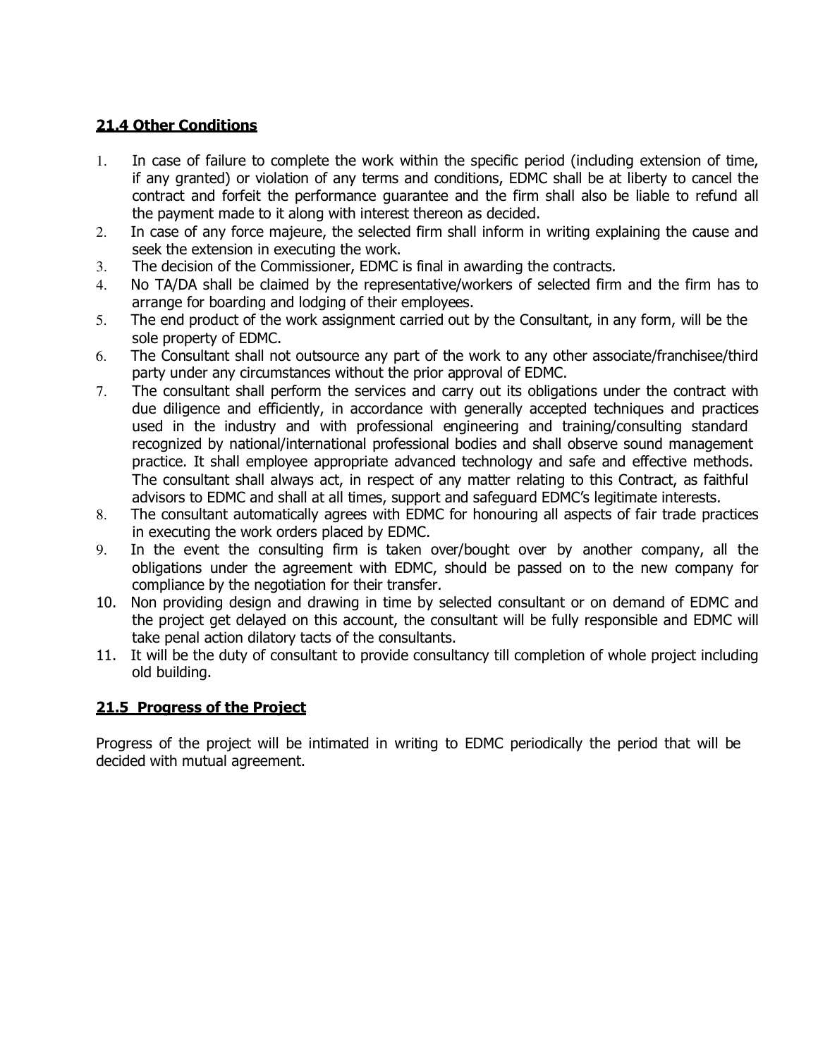## 21.4 Other Conditions

1. In case of failure to complete the work within the specific period (including extension of time, if any granted) or violation of any terms and conditions, EDMC shall be at liberty to cancel the contract and forfeit the performance guarantee and the firm shall also be liable to refund all the payment made to it along with interest thereon as decided.
2. In case of any force majeure, the selected firm shall inform in writing explaining the cause and seek the extension in executing the work.
3. The decision of the Commissioner, EDMC is final in awarding the contracts.
4. No TA/DA shall be claimed by the representative/workers of selected firm and the firm has to arrange for boarding and lodging of their employees.
5. The end product of the work assignment carried out by the Consultant, in any form, will be the sole property of EDMC.
6. The Consultant shall not outsource any part of the work to any other associate/franchisee/third party under any circumstances without the prior approval of EDMC.
7. The consultant shall perform the services and carry out its obligations under the contract with due diligence and efficiently, in accordance with generally accepted techniques and practices used in the industry and with professional engineering and training/consulting standard recognized by national/international professional bodies and shall observe sound management practice. It shall employee appropriate advanced technology and safe and effective methods. The consultant shall always act, in respect of any matter relating to this Contract, as faithful advisors to EDMC and shall at all times, support and safeguard EDMC's legitimate interests.
8. The consultant automatically agrees with EDMC for honouring all aspects of fair trade practices in executing the work orders placed by EDMC.
9. In the event the consulting firm is taken over/bought over by another company, all the obligations under the agreement with EDMC, should be passed on to the new company for compliance by the negotiation for their transfer.
10. Non providing design and drawing in time by selected consultant or on demand of EDMC and the project get delayed on this account, the consultant will be fully responsible and EDMC will take penal action dilatory tacts of the consultants.
11. It will be the duty of consultant to provide consultancy till completion of whole project including old building.

## 21.5 Progress of the Project

Progress of the project will be intimated in writing to EDMC periodically the period that will be decided with mutual agreement.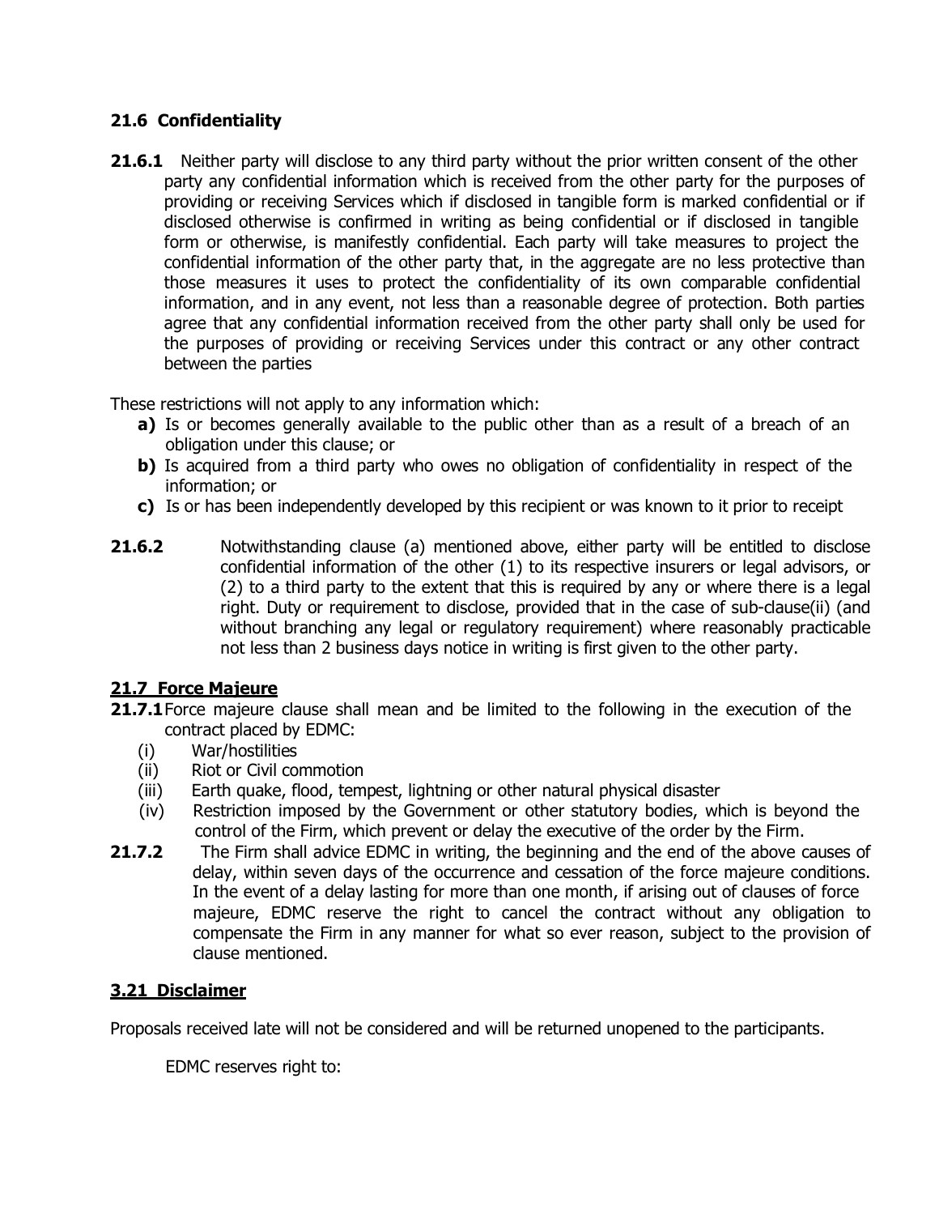### 21.6 Confidentiality

**21.6.1** Neither party will disclose to any third party without the prior written consent of the other party any confidential information which is received from the other party for the purposes of providing or receiving Services which if disclosed in tangible form is marked confidential or if disclosed otherwise is confirmed in writing as being confidential or if disclosed in tangible form or otherwise, is manifestly confidential. Each party will take measures to project the confidential information of the other party that, in the aggregate are no less protective than those measures it uses to protect the confidentiality of its own comparable confidential information, and in any event, not less than a reasonable degree of protection. Both parties agree that any confidential information received from the other party shall only be used for the purposes of providing or receiving Services under this contract or any other contract between the parties

These restrictions will not apply to any information which:

- **a)** Is or becomes generally available to the public other than as a result of a breach of an obligation under this clause; or
- **b)** Is acquired from a third party who owes no obligation of confidentiality in respect of the information; or
- **c)** Is or has been independently developed by this recipient or was known to it prior to receipt

**21.6.2** Notwithstanding clause (a) mentioned above, either party will be entitled to disclose confidential information of the other (1) to its respective insurers or legal advisors, or (2) to a third party to the extent that this is required by any or where there is a legal right. Duty or requirement to disclose, provided that in the case of sub-clause(ii) (and without branching any legal or regulatory requirement) where reasonably practicable not less than 2 business days notice in writing is first given to the other party.

### 21.7 Force Majeure

**21.7.1** Force majeure clause shall mean and be limited to the following in the execution of the contract placed by EDMC:

- (i) War/hostilities
- (ii) Riot or Civil commotion
- (iii) Earth quake, flood, tempest, lightning or other natural physical disaster
- (iv) Restriction imposed by the Government or other statutory bodies, which is beyond the control of the Firm, which prevent or delay the executive of the order by the Firm.

**21.7.2** The Firm shall advice EDMC in writing, the beginning and the end of the above causes of delay, within seven days of the occurrence and cessation of the force majeure conditions. In the event of a delay lasting for more than one month, if arising out of clauses of force majeure, EDMC reserve the right to cancel the contract without any obligation to compensate the Firm in any manner for what so ever reason, subject to the provision of clause mentioned.

### 3.21 Disclaimer

Proposals received late will not be considered and will be returned unopened to the participants.

EDMC reserves right to: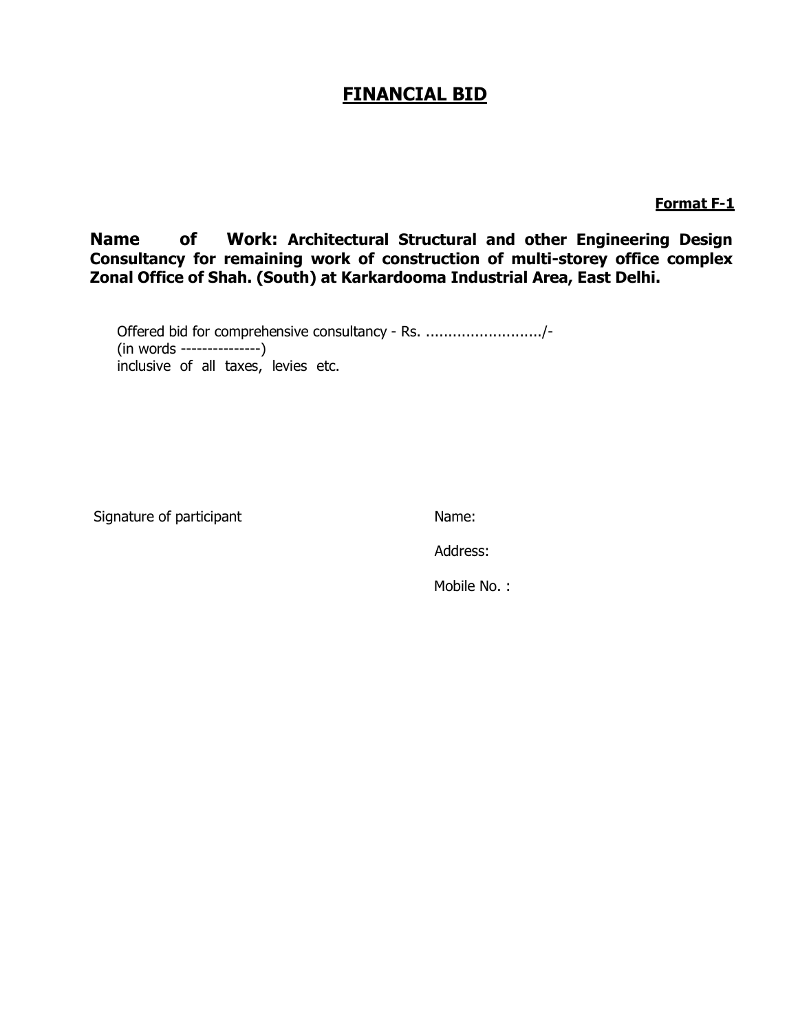# FINANCIAL BID

**Format F-1**

**Name of Work: Architectural Structural and other Engineering Design Consultancy for remaining work of construction of multi-storey office complex Zonal Office of Shah. (South) at Karkardooma Industrial Area, East Delhi.**

Offered bid for comprehensive consultancy - Rs. ........................../-
(in words ---------------)
inclusive of all taxes, levies etc.

Signature of participant

Name:

Address:

Mobile No. :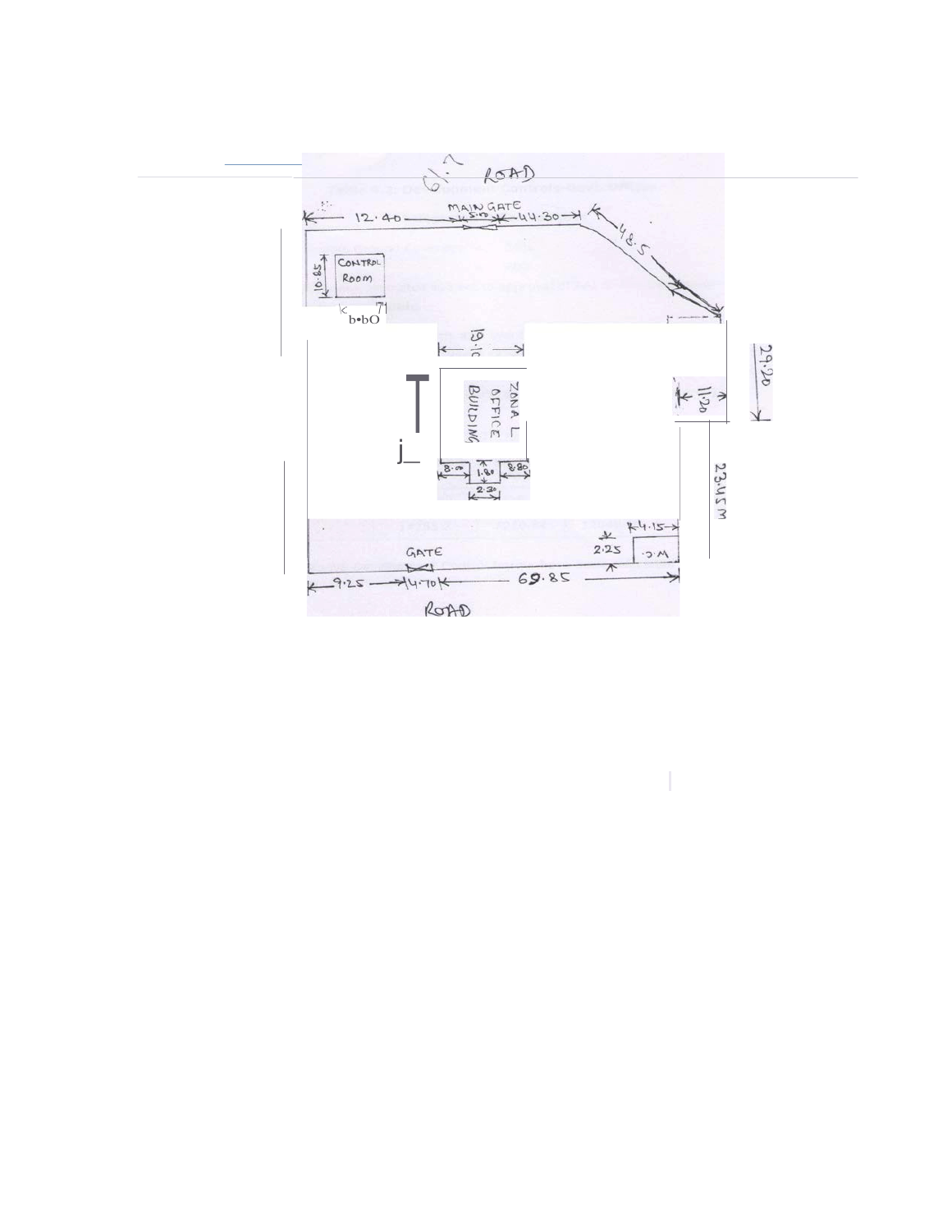ROAD

MAIN GATE

12.40

5.10

44.30

48.5

CONTROL ROOM

10.85

6.60

19.10

ZONAL OFFICE BUILDING

11.20

29.20

8.00

1.80

8.80

2.30

23.45 M

4.15

2.25

GATE

D.M

9.25

4.70

69.85

ROAD